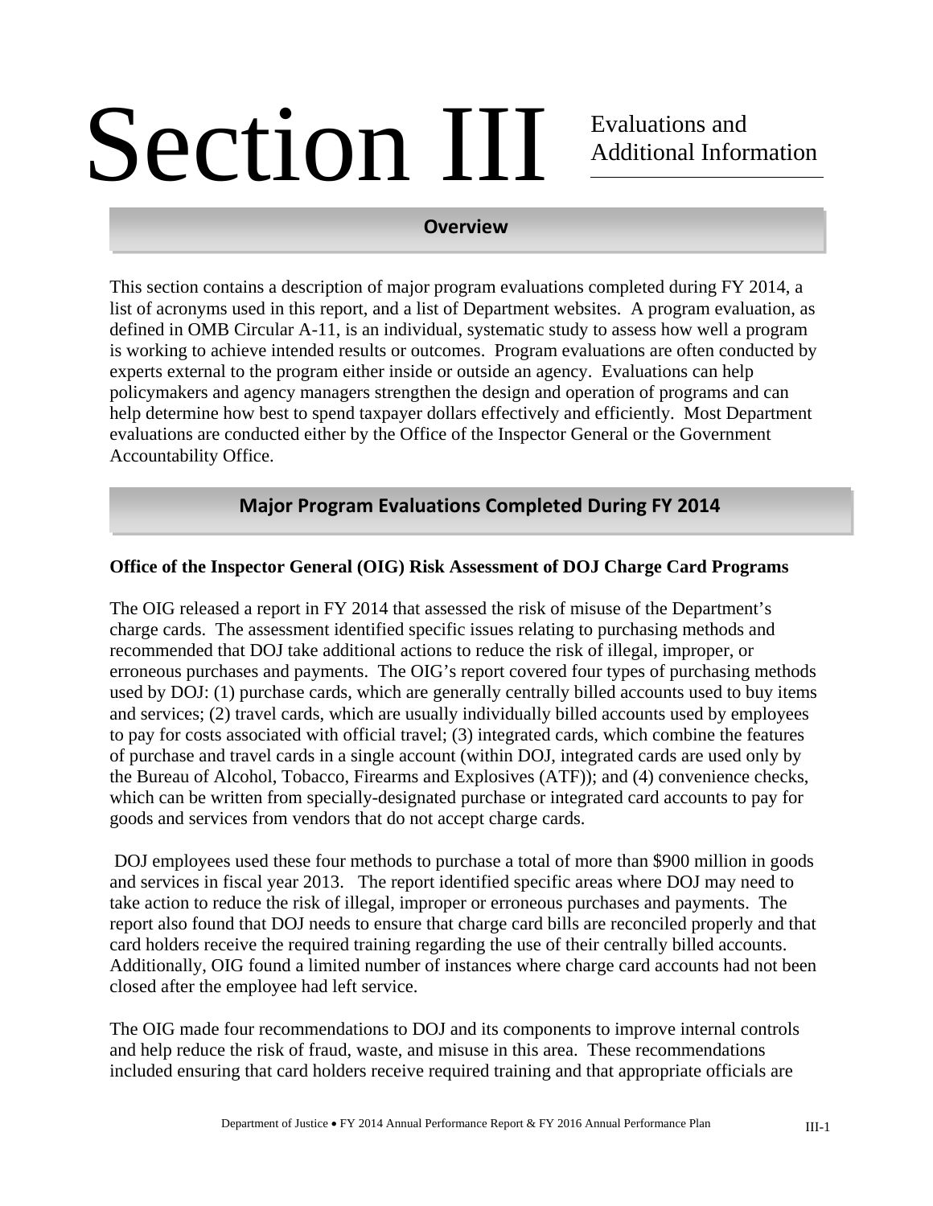# Section III Evaluations and Additional Information

## Overview

This section contains a description of major program evaluations completed during FY 2014, a list of acronyms used in this report, and a list of Department websites. A program evaluation, as defined in OMB Circular A-11, is an individual, systematic study to assess how well a program is working to achieve intended results or outcomes. Program evaluations are often conducted by experts external to the program either inside or outside an agency. Evaluations can help policymakers and agency managers strengthen the design and operation of programs and can help determine how best to spend taxpayer dollars effectively and efficiently. Most Department evaluations are conducted either by the Office of the Inspector General or the Government Accountability Office.

## Major Program Evaluations Completed During FY 2014

**Office of the Inspector General (OIG) Risk Assessment of DOJ Charge Card Programs**

The OIG released a report in FY 2014 that assessed the risk of misuse of the Department's charge cards. The assessment identified specific issues relating to purchasing methods and recommended that DOJ take additional actions to reduce the risk of illegal, improper, or erroneous purchases and payments. The OIG's report covered four types of purchasing methods used by DOJ: (1) purchase cards, which are generally centrally billed accounts used to buy items and services; (2) travel cards, which are usually individually billed accounts used by employees to pay for costs associated with official travel; (3) integrated cards, which combine the features of purchase and travel cards in a single account (within DOJ, integrated cards are used only by the Bureau of Alcohol, Tobacco, Firearms and Explosives (ATF)); and (4) convenience checks, which can be written from specially-designated purchase or integrated card accounts to pay for goods and services from vendors that do not accept charge cards.

DOJ employees used these four methods to purchase a total of more than $900 million in goods and services in fiscal year 2013. The report identified specific areas where DOJ may need to take action to reduce the risk of illegal, improper or erroneous purchases and payments. The report also found that DOJ needs to ensure that charge card bills are reconciled properly and that card holders receive the required training regarding the use of their centrally billed accounts. Additionally, OIG found a limited number of instances where charge card accounts had not been closed after the employee had left service.

The OIG made four recommendations to DOJ and its components to improve internal controls and help reduce the risk of fraud, waste, and misuse in this area. These recommendations included ensuring that card holders receive required training and that appropriate officials are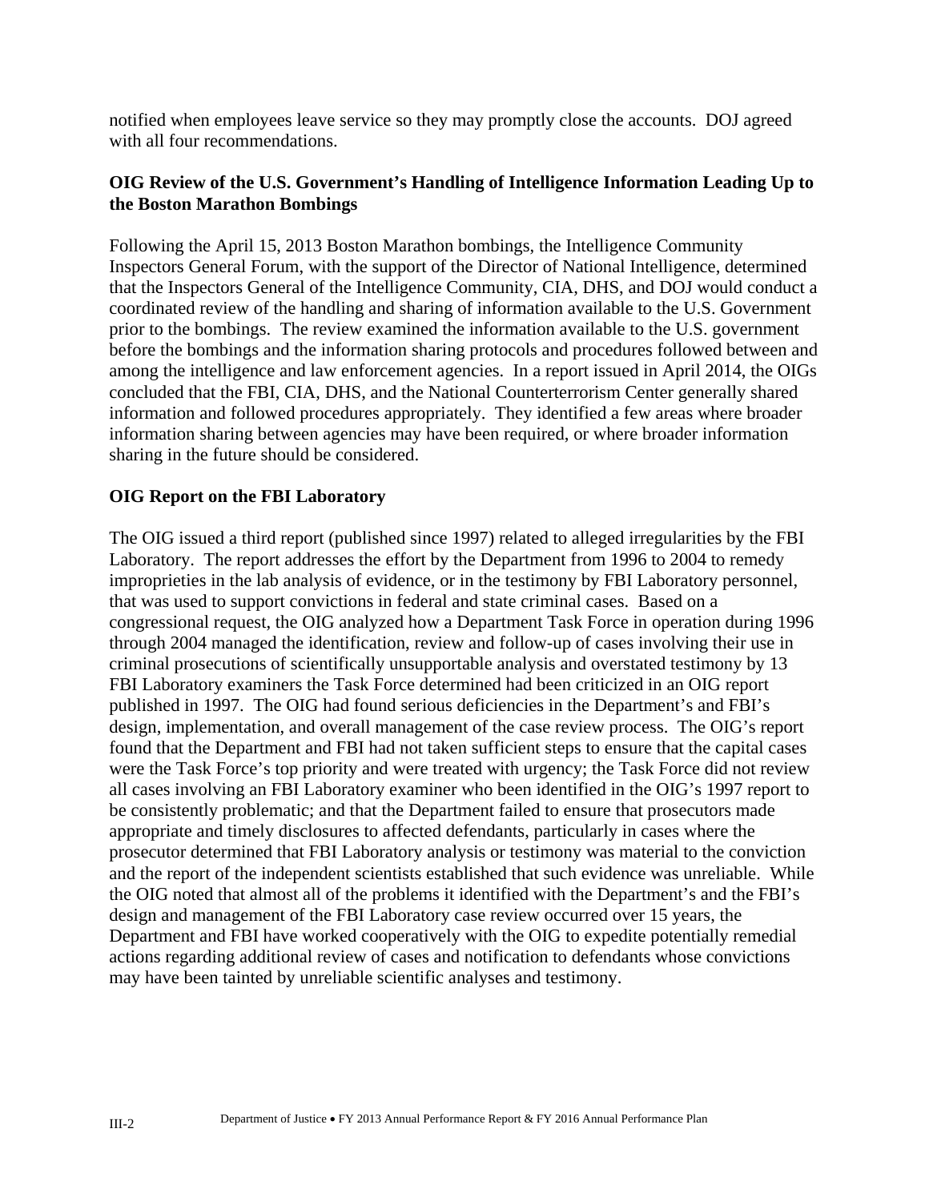notified when employees leave service so they may promptly close the accounts. DOJ agreed with all four recommendations.

**OIG Review of the U.S. Government's Handling of Intelligence Information Leading Up to the Boston Marathon Bombings**

Following the April 15, 2013 Boston Marathon bombings, the Intelligence Community Inspectors General Forum, with the support of the Director of National Intelligence, determined that the Inspectors General of the Intelligence Community, CIA, DHS, and DOJ would conduct a coordinated review of the handling and sharing of information available to the U.S. Government prior to the bombings. The review examined the information available to the U.S. government before the bombings and the information sharing protocols and procedures followed between and among the intelligence and law enforcement agencies. In a report issued in April 2014, the OIGs concluded that the FBI, CIA, DHS, and the National Counterterrorism Center generally shared information and followed procedures appropriately. They identified a few areas where broader information sharing between agencies may have been required, or where broader information sharing in the future should be considered.

**OIG Report on the FBI Laboratory**

The OIG issued a third report (published since 1997) related to alleged irregularities by the FBI Laboratory. The report addresses the effort by the Department from 1996 to 2004 to remedy improprieties in the lab analysis of evidence, or in the testimony by FBI Laboratory personnel, that was used to support convictions in federal and state criminal cases. Based on a congressional request, the OIG analyzed how a Department Task Force in operation during 1996 through 2004 managed the identification, review and follow-up of cases involving their use in criminal prosecutions of scientifically unsupportable analysis and overstated testimony by 13 FBI Laboratory examiners the Task Force determined had been criticized in an OIG report published in 1997. The OIG had found serious deficiencies in the Department's and FBI's design, implementation, and overall management of the case review process. The OIG's report found that the Department and FBI had not taken sufficient steps to ensure that the capital cases were the Task Force's top priority and were treated with urgency; the Task Force did not review all cases involving an FBI Laboratory examiner who been identified in the OIG's 1997 report to be consistently problematic; and that the Department failed to ensure that prosecutors made appropriate and timely disclosures to affected defendants, particularly in cases where the prosecutor determined that FBI Laboratory analysis or testimony was material to the conviction and the report of the independent scientists established that such evidence was unreliable. While the OIG noted that almost all of the problems it identified with the Department's and the FBI's design and management of the FBI Laboratory case review occurred over 15 years, the Department and FBI have worked cooperatively with the OIG to expedite potentially remedial actions regarding additional review of cases and notification to defendants whose convictions may have been tainted by unreliable scientific analyses and testimony.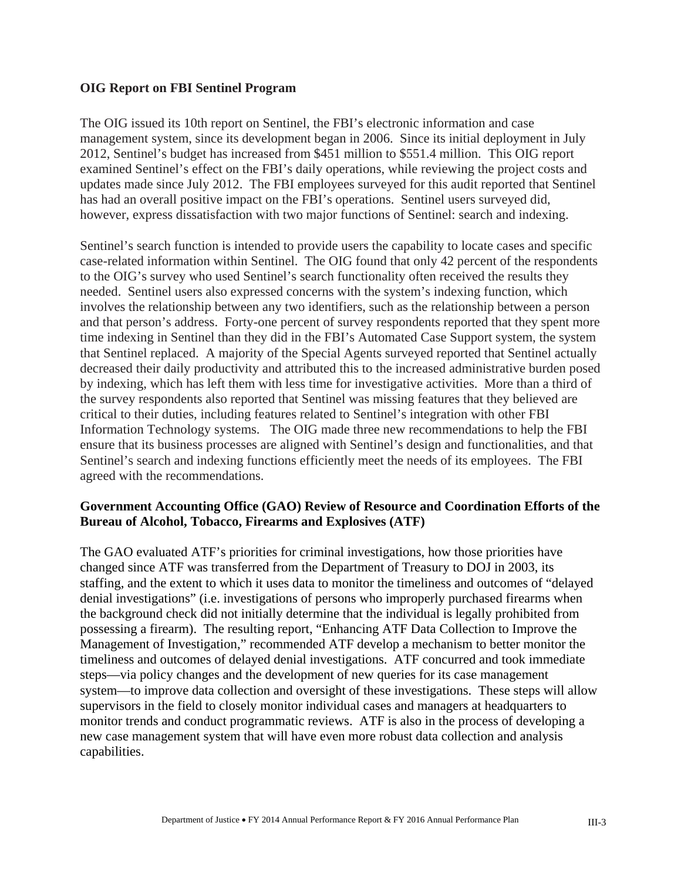**OIG Report on FBI Sentinel Program**

The OIG issued its 10th report on Sentinel, the FBI's electronic information and case management system, since its development began in 2006. Since its initial deployment in July 2012, Sentinel's budget has increased from $451 million to $551.4 million. This OIG report examined Sentinel's effect on the FBI's daily operations, while reviewing the project costs and updates made since July 2012. The FBI employees surveyed for this audit reported that Sentinel has had an overall positive impact on the FBI's operations. Sentinel users surveyed did, however, express dissatisfaction with two major functions of Sentinel: search and indexing.

Sentinel's search function is intended to provide users the capability to locate cases and specific case-related information within Sentinel. The OIG found that only 42 percent of the respondents to the OIG's survey who used Sentinel's search functionality often received the results they needed. Sentinel users also expressed concerns with the system's indexing function, which involves the relationship between any two identifiers, such as the relationship between a person and that person's address. Forty-one percent of survey respondents reported that they spent more time indexing in Sentinel than they did in the FBI's Automated Case Support system, the system that Sentinel replaced. A majority of the Special Agents surveyed reported that Sentinel actually decreased their daily productivity and attributed this to the increased administrative burden posed by indexing, which has left them with less time for investigative activities. More than a third of the survey respondents also reported that Sentinel was missing features that they believed are critical to their duties, including features related to Sentinel's integration with other FBI Information Technology systems. The OIG made three new recommendations to help the FBI ensure that its business processes are aligned with Sentinel's design and functionalities, and that Sentinel's search and indexing functions efficiently meet the needs of its employees. The FBI agreed with the recommendations.

**Government Accounting Office (GAO) Review of Resource and Coordination Efforts of the Bureau of Alcohol, Tobacco, Firearms and Explosives (ATF)**

The GAO evaluated ATF's priorities for criminal investigations, how those priorities have changed since ATF was transferred from the Department of Treasury to DOJ in 2003, its staffing, and the extent to which it uses data to monitor the timeliness and outcomes of "delayed denial investigations" (i.e. investigations of persons who improperly purchased firearms when the background check did not initially determine that the individual is legally prohibited from possessing a firearm). The resulting report, "Enhancing ATF Data Collection to Improve the Management of Investigation," recommended ATF develop a mechanism to better monitor the timeliness and outcomes of delayed denial investigations. ATF concurred and took immediate steps—via policy changes and the development of new queries for its case management system—to improve data collection and oversight of these investigations. These steps will allow supervisors in the field to closely monitor individual cases and managers at headquarters to monitor trends and conduct programmatic reviews. ATF is also in the process of developing a new case management system that will have even more robust data collection and analysis capabilities.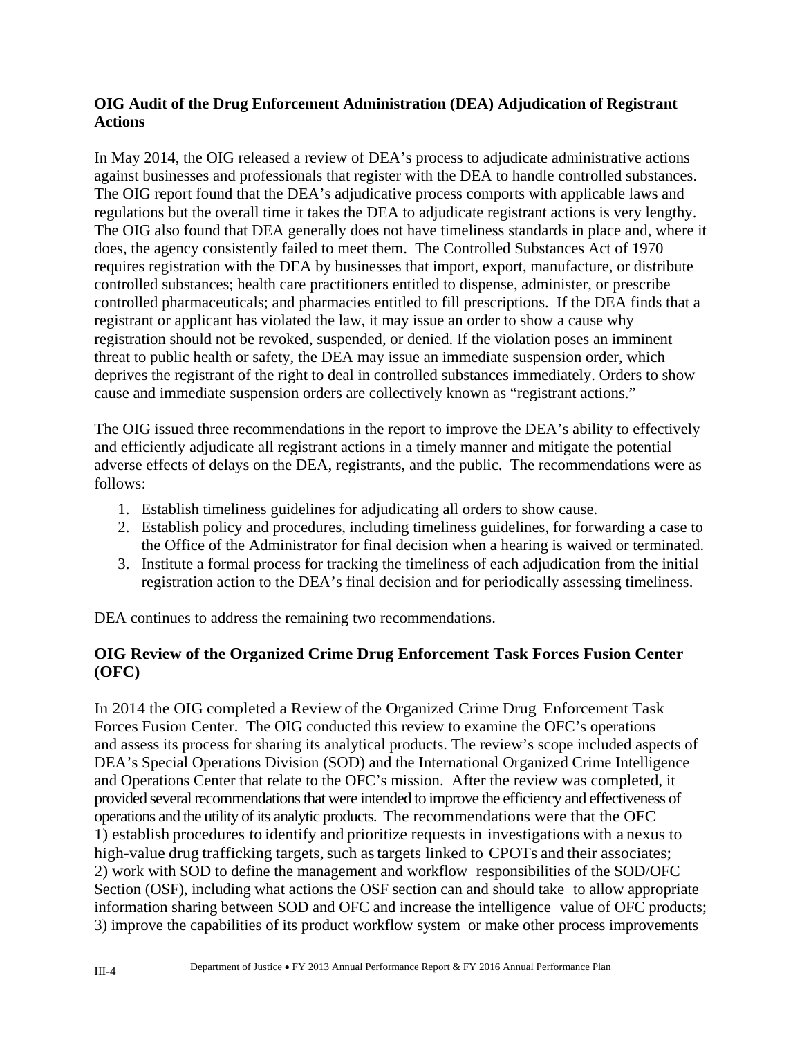### OIG Audit of the Drug Enforcement Administration (DEA) Adjudication of Registrant Actions

In May 2014, the OIG released a review of DEA's process to adjudicate administrative actions against businesses and professionals that register with the DEA to handle controlled substances. The OIG report found that the DEA's adjudicative process comports with applicable laws and regulations but the overall time it takes the DEA to adjudicate registrant actions is very lengthy. The OIG also found that DEA generally does not have timeliness standards in place and, where it does, the agency consistently failed to meet them. The Controlled Substances Act of 1970 requires registration with the DEA by businesses that import, export, manufacture, or distribute controlled substances; health care practitioners entitled to dispense, administer, or prescribe controlled pharmaceuticals; and pharmacies entitled to fill prescriptions. If the DEA finds that a registrant or applicant has violated the law, it may issue an order to show a cause why registration should not be revoked, suspended, or denied. If the violation poses an imminent threat to public health or safety, the DEA may issue an immediate suspension order, which deprives the registrant of the right to deal in controlled substances immediately. Orders to show cause and immediate suspension orders are collectively known as "registrant actions."

The OIG issued three recommendations in the report to improve the DEA's ability to effectively and efficiently adjudicate all registrant actions in a timely manner and mitigate the potential adverse effects of delays on the DEA, registrants, and the public. The recommendations were as follows:

1. Establish timeliness guidelines for adjudicating all orders to show cause.
2. Establish policy and procedures, including timeliness guidelines, for forwarding a case to the Office of the Administrator for final decision when a hearing is waived or terminated.
3. Institute a formal process for tracking the timeliness of each adjudication from the initial registration action to the DEA's final decision and for periodically assessing timeliness.

DEA continues to address the remaining two recommendations.

### OIG Review of the Organized Crime Drug Enforcement Task Forces Fusion Center (OFC)

In 2014 the OIG completed a Review of the Organized Crime Drug Enforcement Task Forces Fusion Center. The OIG conducted this review to examine the OFC's operations and assess its process for sharing its analytical products. The review's scope included aspects of DEA's Special Operations Division (SOD) and the International Organized Crime Intelligence and Operations Center that relate to the OFC's mission. After the review was completed, it provided several recommendations that were intended to improve the efficiency and effectiveness of operations and the utility of its analytic products. The recommendations were that the OFC 1) establish procedures to identify and prioritize requests in investigations with a nexus to high-value drug trafficking targets, such as targets linked to CPOTs and their associates; 2) work with SOD to define the management and workflow responsibilities of the SOD/OFC Section (OSF), including what actions the OSF section can and should take to allow appropriate information sharing between SOD and OFC and increase the intelligence value of OFC products; 3) improve the capabilities of its product workflow system or make other process improvements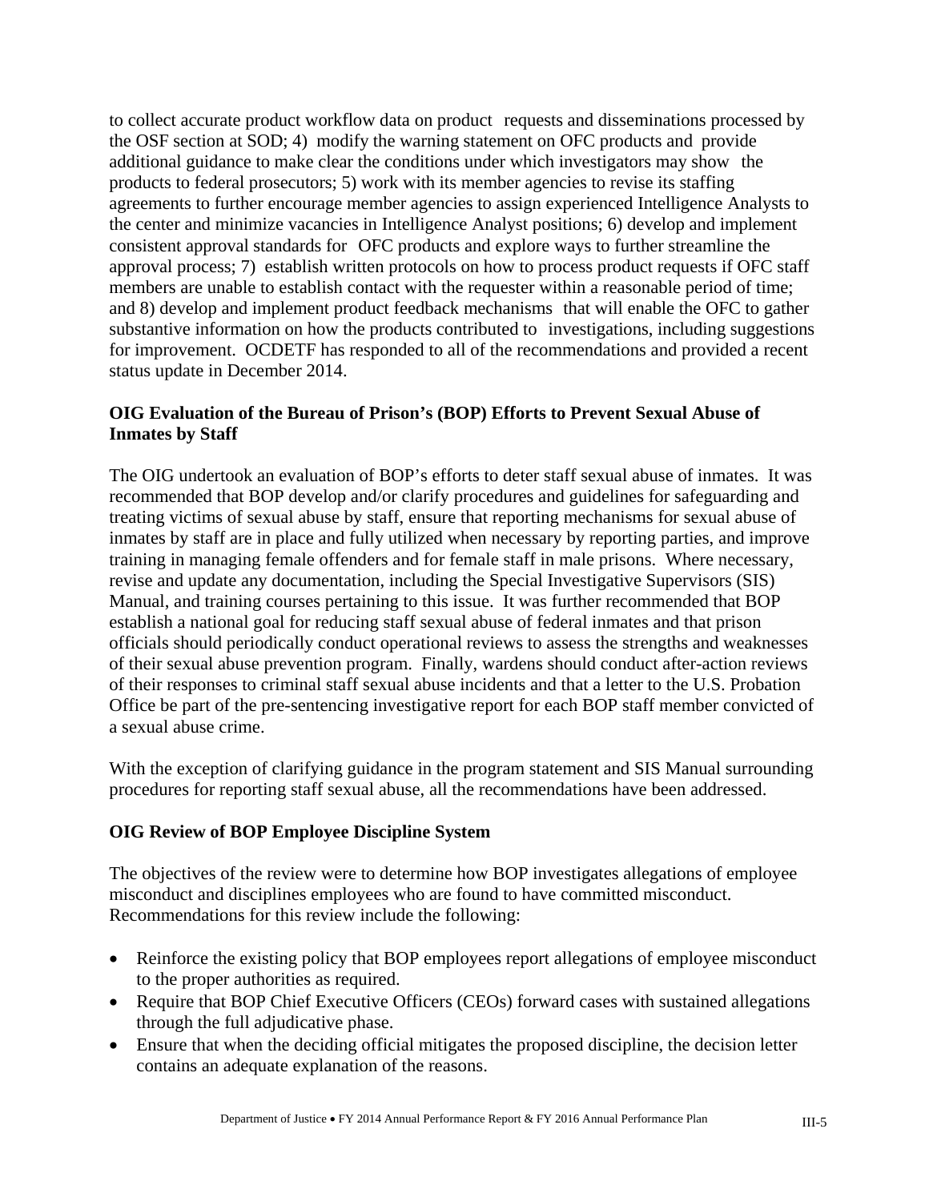to collect accurate product workflow data on product requests and disseminations processed by the OSF section at SOD; 4) modify the warning statement on OFC products and provide additional guidance to make clear the conditions under which investigators may show the products to federal prosecutors; 5) work with its member agencies to revise its staffing agreements to further encourage member agencies to assign experienced Intelligence Analysts to the center and minimize vacancies in Intelligence Analyst positions; 6) develop and implement consistent approval standards for OFC products and explore ways to further streamline the approval process; 7) establish written protocols on how to process product requests if OFC staff members are unable to establish contact with the requester within a reasonable period of time; and 8) develop and implement product feedback mechanisms that will enable the OFC to gather substantive information on how the products contributed to investigations, including suggestions for improvement. OCDETF has responded to all of the recommendations and provided a recent status update in December 2014.

**OIG Evaluation of the Bureau of Prison's (BOP) Efforts to Prevent Sexual Abuse of Inmates by Staff**

The OIG undertook an evaluation of BOP's efforts to deter staff sexual abuse of inmates. It was recommended that BOP develop and/or clarify procedures and guidelines for safeguarding and treating victims of sexual abuse by staff, ensure that reporting mechanisms for sexual abuse of inmates by staff are in place and fully utilized when necessary by reporting parties, and improve training in managing female offenders and for female staff in male prisons. Where necessary, revise and update any documentation, including the Special Investigative Supervisors (SIS) Manual, and training courses pertaining to this issue. It was further recommended that BOP establish a national goal for reducing staff sexual abuse of federal inmates and that prison officials should periodically conduct operational reviews to assess the strengths and weaknesses of their sexual abuse prevention program. Finally, wardens should conduct after-action reviews of their responses to criminal staff sexual abuse incidents and that a letter to the U.S. Probation Office be part of the pre-sentencing investigative report for each BOP staff member convicted of a sexual abuse crime.

With the exception of clarifying guidance in the program statement and SIS Manual surrounding procedures for reporting staff sexual abuse, all the recommendations have been addressed.

**OIG Review of BOP Employee Discipline System**

The objectives of the review were to determine how BOP investigates allegations of employee misconduct and disciplines employees who are found to have committed misconduct. Recommendations for this review include the following:

- Reinforce the existing policy that BOP employees report allegations of employee misconduct to the proper authorities as required.
- Require that BOP Chief Executive Officers (CEOs) forward cases with sustained allegations through the full adjudicative phase.
- Ensure that when the deciding official mitigates the proposed discipline, the decision letter contains an adequate explanation of the reasons.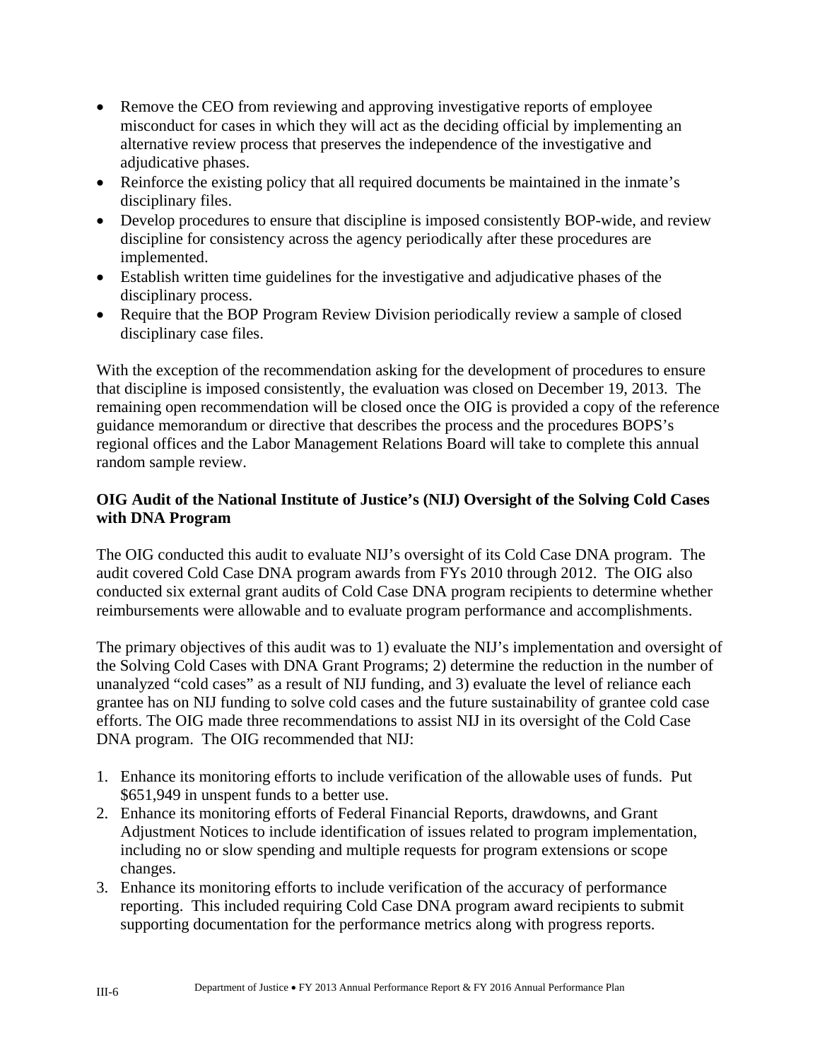- Remove the CEO from reviewing and approving investigative reports of employee misconduct for cases in which they will act as the deciding official by implementing an alternative review process that preserves the independence of the investigative and adjudicative phases.
- Reinforce the existing policy that all required documents be maintained in the inmate's disciplinary files.
- Develop procedures to ensure that discipline is imposed consistently BOP-wide, and review discipline for consistency across the agency periodically after these procedures are implemented.
- Establish written time guidelines for the investigative and adjudicative phases of the disciplinary process.
- Require that the BOP Program Review Division periodically review a sample of closed disciplinary case files.

With the exception of the recommendation asking for the development of procedures to ensure that discipline is imposed consistently, the evaluation was closed on December 19, 2013. The remaining open recommendation will be closed once the OIG is provided a copy of the reference guidance memorandum or directive that describes the process and the procedures BOPS's regional offices and the Labor Management Relations Board will take to complete this annual random sample review.

**OIG Audit of the National Institute of Justice's (NIJ) Oversight of the Solving Cold Cases with DNA Program**

The OIG conducted this audit to evaluate NIJ's oversight of its Cold Case DNA program. The audit covered Cold Case DNA program awards from FYs 2010 through 2012. The OIG also conducted six external grant audits of Cold Case DNA program recipients to determine whether reimbursements were allowable and to evaluate program performance and accomplishments.

The primary objectives of this audit was to 1) evaluate the NIJ's implementation and oversight of the Solving Cold Cases with DNA Grant Programs; 2) determine the reduction in the number of unanalyzed "cold cases" as a result of NIJ funding, and 3) evaluate the level of reliance each grantee has on NIJ funding to solve cold cases and the future sustainability of grantee cold case efforts. The OIG made three recommendations to assist NIJ in its oversight of the Cold Case DNA program. The OIG recommended that NIJ:

1. Enhance its monitoring efforts to include verification of the allowable uses of funds. Put $651,949 in unspent funds to a better use.
2. Enhance its monitoring efforts of Federal Financial Reports, drawdowns, and Grant Adjustment Notices to include identification of issues related to program implementation, including no or slow spending and multiple requests for program extensions or scope changes.
3. Enhance its monitoring efforts to include verification of the accuracy of performance reporting. This included requiring Cold Case DNA program award recipients to submit supporting documentation for the performance metrics along with progress reports.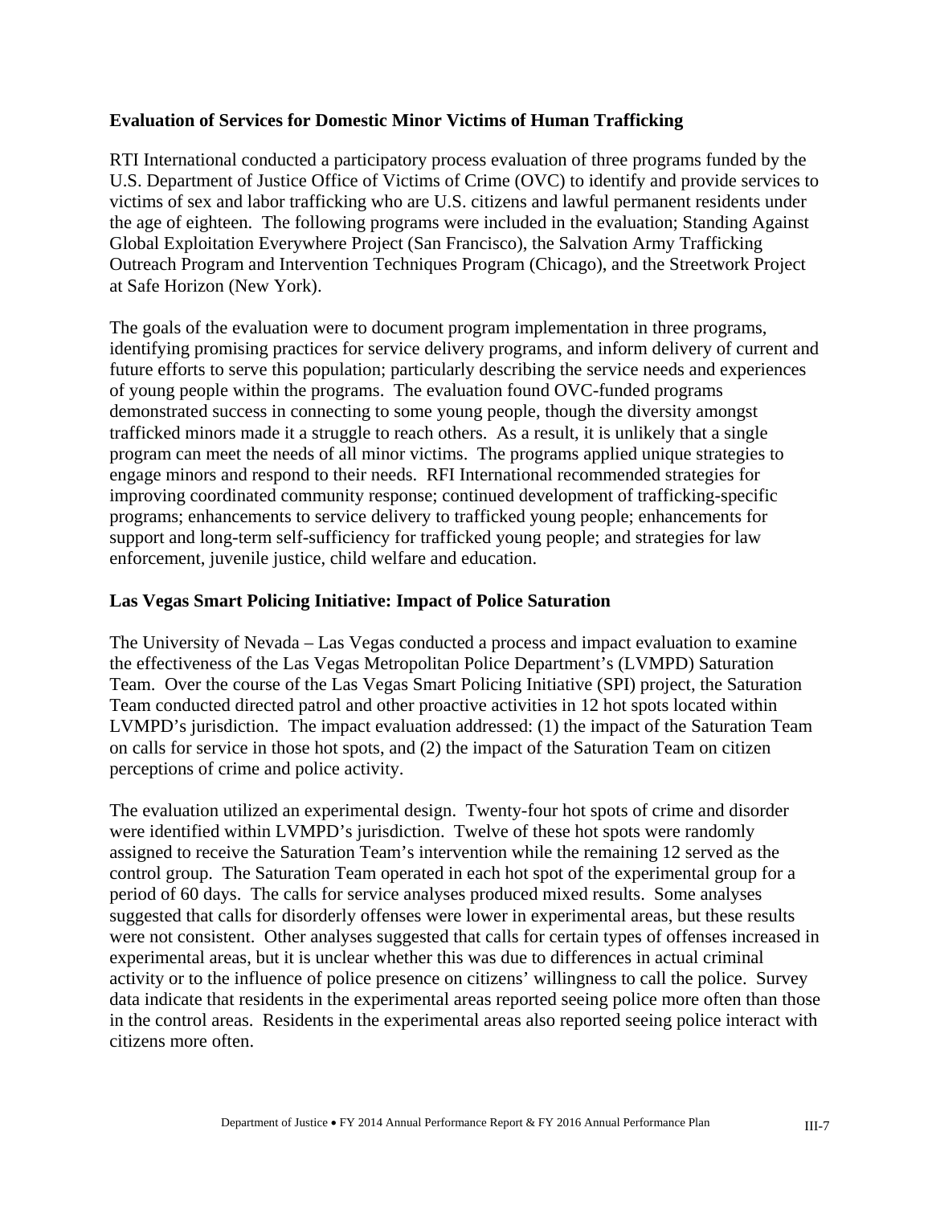**Evaluation of Services for Domestic Minor Victims of Human Trafficking**

RTI International conducted a participatory process evaluation of three programs funded by the U.S. Department of Justice Office of Victims of Crime (OVC) to identify and provide services to victims of sex and labor trafficking who are U.S. citizens and lawful permanent residents under the age of eighteen. The following programs were included in the evaluation; Standing Against Global Exploitation Everywhere Project (San Francisco), the Salvation Army Trafficking Outreach Program and Intervention Techniques Program (Chicago), and the Streetwork Project at Safe Horizon (New York).

The goals of the evaluation were to document program implementation in three programs, identifying promising practices for service delivery programs, and inform delivery of current and future efforts to serve this population; particularly describing the service needs and experiences of young people within the programs. The evaluation found OVC-funded programs demonstrated success in connecting to some young people, though the diversity amongst trafficked minors made it a struggle to reach others. As a result, it is unlikely that a single program can meet the needs of all minor victims. The programs applied unique strategies to engage minors and respond to their needs. RFI International recommended strategies for improving coordinated community response; continued development of trafficking-specific programs; enhancements to service delivery to trafficked young people; enhancements for support and long-term self-sufficiency for trafficked young people; and strategies for law enforcement, juvenile justice, child welfare and education.

**Las Vegas Smart Policing Initiative: Impact of Police Saturation**

The University of Nevada – Las Vegas conducted a process and impact evaluation to examine the effectiveness of the Las Vegas Metropolitan Police Department's (LVMPD) Saturation Team. Over the course of the Las Vegas Smart Policing Initiative (SPI) project, the Saturation Team conducted directed patrol and other proactive activities in 12 hot spots located within LVMPD's jurisdiction. The impact evaluation addressed: (1) the impact of the Saturation Team on calls for service in those hot spots, and (2) the impact of the Saturation Team on citizen perceptions of crime and police activity.

The evaluation utilized an experimental design. Twenty-four hot spots of crime and disorder were identified within LVMPD's jurisdiction. Twelve of these hot spots were randomly assigned to receive the Saturation Team's intervention while the remaining 12 served as the control group. The Saturation Team operated in each hot spot of the experimental group for a period of 60 days. The calls for service analyses produced mixed results. Some analyses suggested that calls for disorderly offenses were lower in experimental areas, but these results were not consistent. Other analyses suggested that calls for certain types of offenses increased in experimental areas, but it is unclear whether this was due to differences in actual criminal activity or to the influence of police presence on citizens' willingness to call the police. Survey data indicate that residents in the experimental areas reported seeing police more often than those in the control areas. Residents in the experimental areas also reported seeing police interact with citizens more often.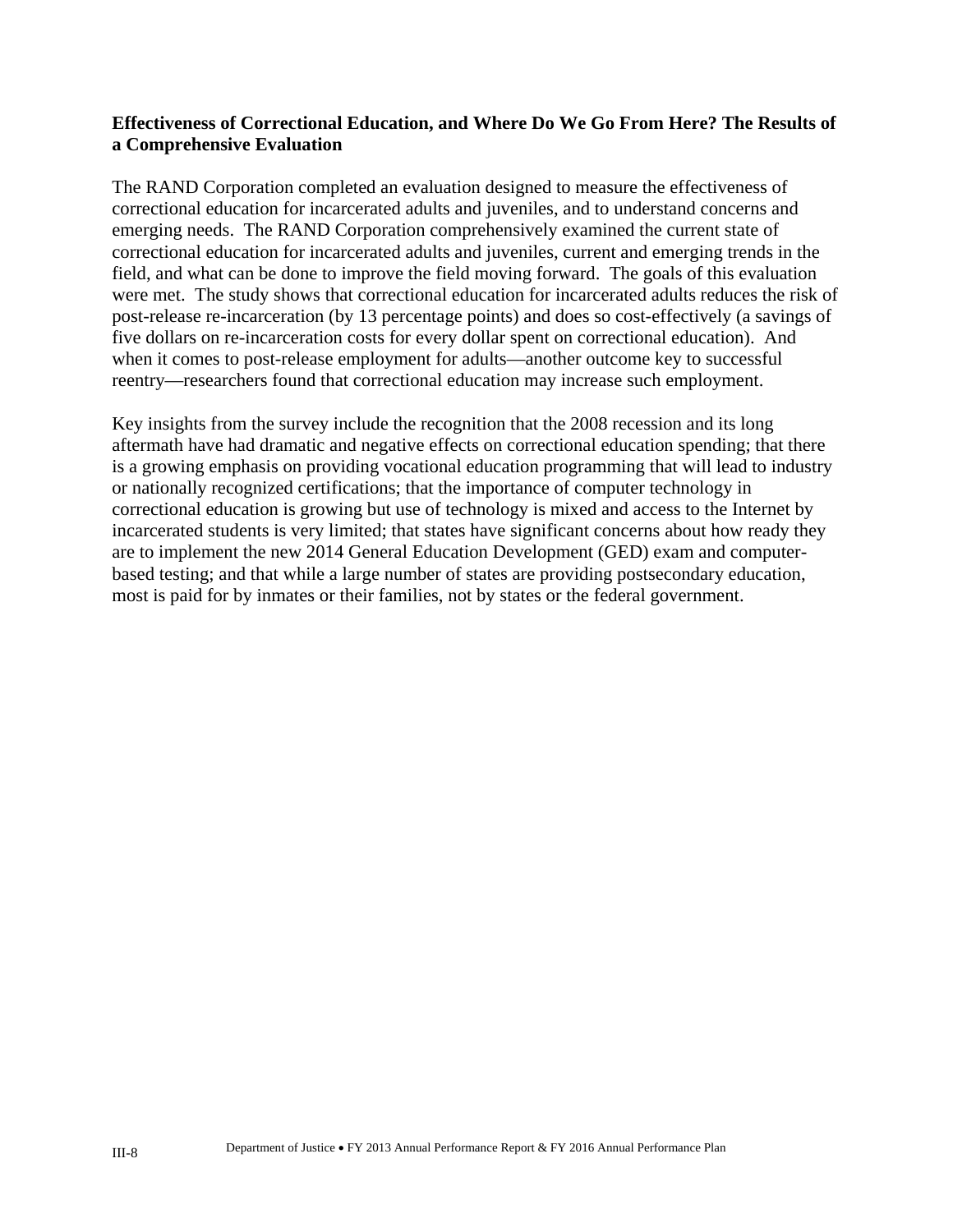**Effectiveness of Correctional Education, and Where Do We Go From Here? The Results of a Comprehensive Evaluation**

The RAND Corporation completed an evaluation designed to measure the effectiveness of correctional education for incarcerated adults and juveniles, and to understand concerns and emerging needs. The RAND Corporation comprehensively examined the current state of correctional education for incarcerated adults and juveniles, current and emerging trends in the field, and what can be done to improve the field moving forward. The goals of this evaluation were met. The study shows that correctional education for incarcerated adults reduces the risk of post-release re-incarceration (by 13 percentage points) and does so cost-effectively (a savings of five dollars on re-incarceration costs for every dollar spent on correctional education). And when it comes to post-release employment for adults—another outcome key to successful reentry—researchers found that correctional education may increase such employment.

Key insights from the survey include the recognition that the 2008 recession and its long aftermath have had dramatic and negative effects on correctional education spending; that there is a growing emphasis on providing vocational education programming that will lead to industry or nationally recognized certifications; that the importance of computer technology in correctional education is growing but use of technology is mixed and access to the Internet by incarcerated students is very limited; that states have significant concerns about how ready they are to implement the new 2014 General Education Development (GED) exam and computer-based testing; and that while a large number of states are providing postsecondary education, most is paid for by inmates or their families, not by states or the federal government.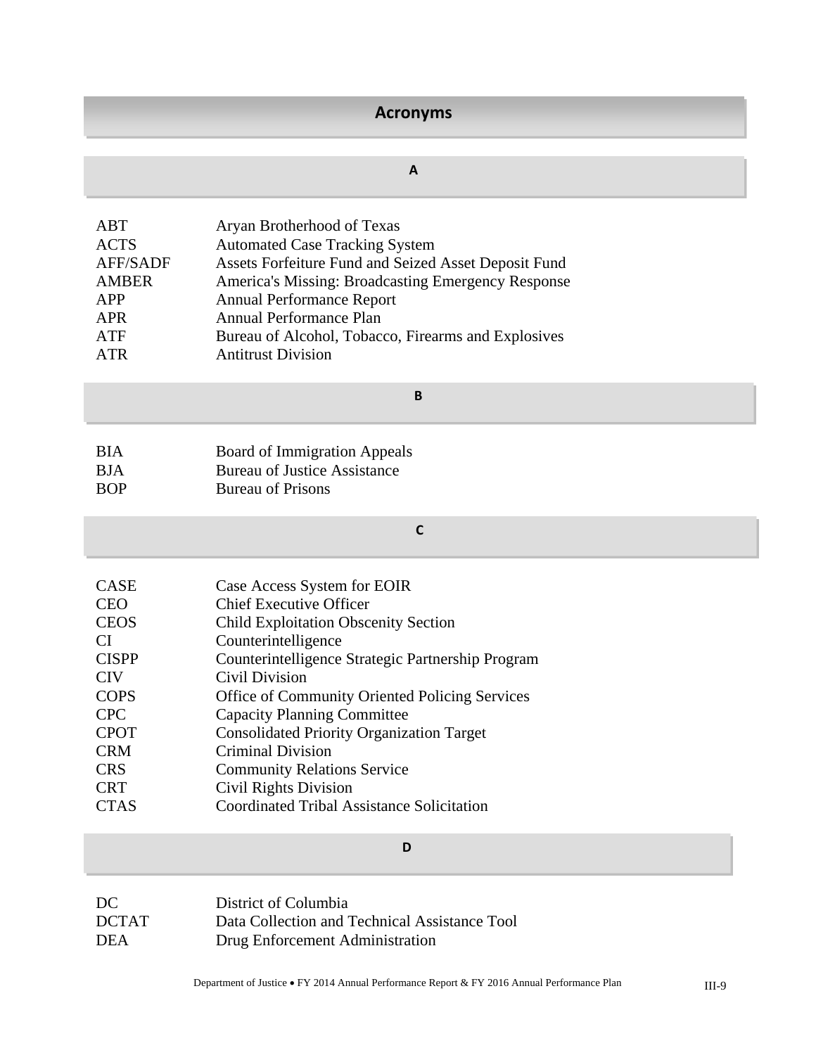# Acronyms

## A

| | |
|---|---|
| ABT | Aryan Brotherhood of Texas |
| ACTS | Automated Case Tracking System |
| AFF/SADF | Assets Forfeiture Fund and Seized Asset Deposit Fund |
| AMBER | America's Missing: Broadcasting Emergency Response |
| APP | Annual Performance Report |
| APR | Annual Performance Plan |
| ATF | Bureau of Alcohol, Tobacco, Firearms and Explosives |
| ATR | Antitrust Division |

## B

| | |
|---|---|
| BIA | Board of Immigration Appeals |
| BJA | Bureau of Justice Assistance |
| BOP | Bureau of Prisons |

## C

| | |
|---|---|
| CASE | Case Access System for EOIR |
| CEO | Chief Executive Officer |
| CEOS | Child Exploitation Obscenity Section |
| CI | Counterintelligence |
| CISPP | Counterintelligence Strategic Partnership Program |
| CIV | Civil Division |
| COPS | Office of Community Oriented Policing Services |
| CPC | Capacity Planning Committee |
| CPOT | Consolidated Priority Organization Target |
| CRM | Criminal Division |
| CRS | Community Relations Service |
| CRT | Civil Rights Division |
| CTAS | Coordinated Tribal Assistance Solicitation |

## D

| | |
|---|---|
| DC | District of Columbia |
| DCTAT | Data Collection and Technical Assistance Tool |
| DEA | Drug Enforcement Administration |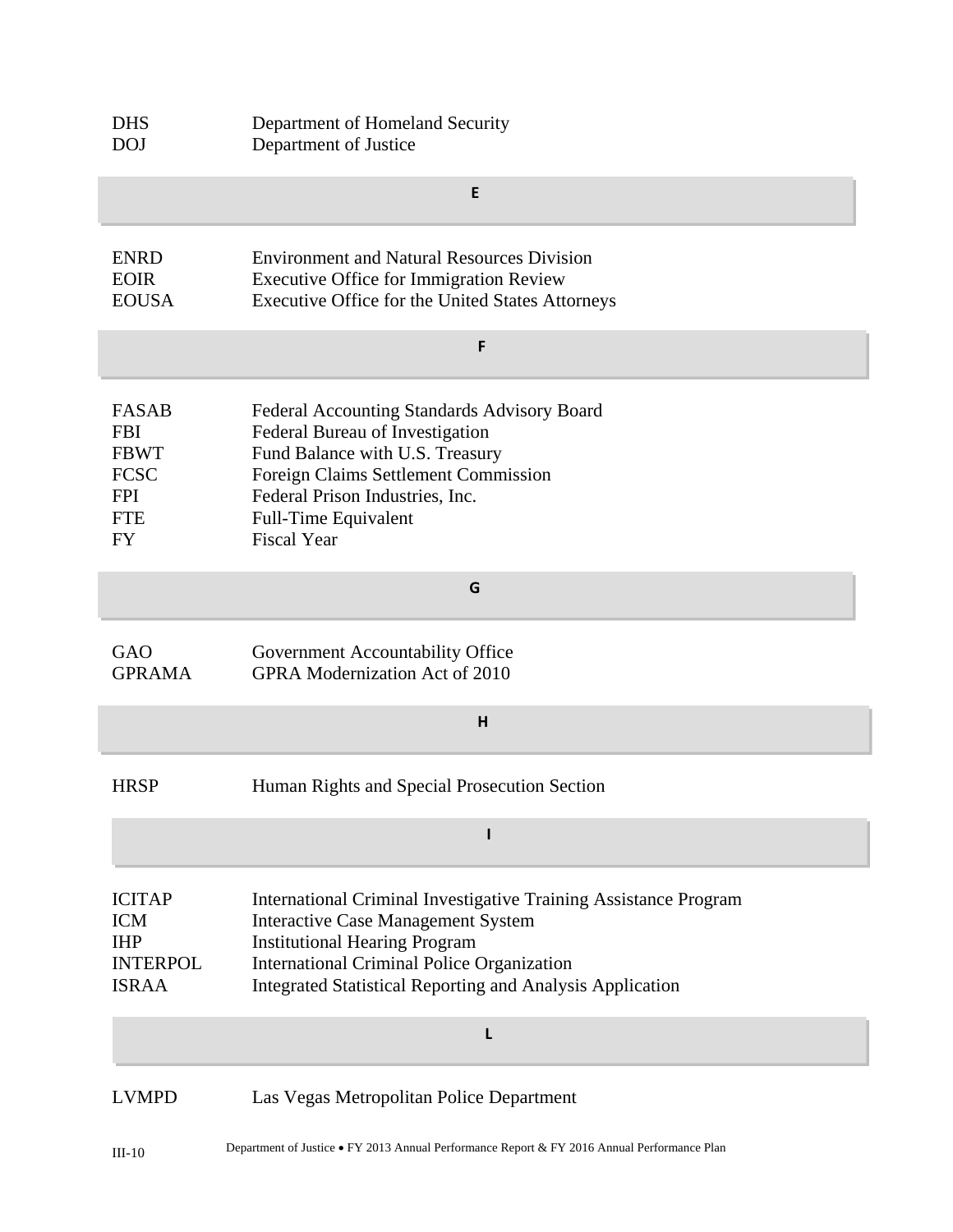| | |
|---|---|
| DHS | Department of Homeland Security |
| DOJ | Department of Justice |

## E

| | |
|---|---|
| ENRD | Environment and Natural Resources Division |
| EOIR | Executive Office for Immigration Review |
| EOUSA | Executive Office for the United States Attorneys |

## F

| | |
|---|---|
| FASAB | Federal Accounting Standards Advisory Board |
| FBI | Federal Bureau of Investigation |
| FBWT | Fund Balance with U.S. Treasury |
| FCSC | Foreign Claims Settlement Commission |
| FPI | Federal Prison Industries, Inc. |
| FTE | Full-Time Equivalent |
| FY | Fiscal Year |

## G

| | |
|---|---|
| GAO | Government Accountability Office |
| GPRAMA | GPRA Modernization Act of 2010 |

## H

| | |
|---|---|
| HRSP | Human Rights and Special Prosecution Section |

## I

| | |
|---|---|
| ICITAP | International Criminal Investigative Training Assistance Program |
| ICM | Interactive Case Management System |
| IHP | Institutional Hearing Program |
| INTERPOL | International Criminal Police Organization |
| ISRAA | Integrated Statistical Reporting and Analysis Application |

## L

| | |
|---|---|
| LVMPD | Las Vegas Metropolitan Police Department |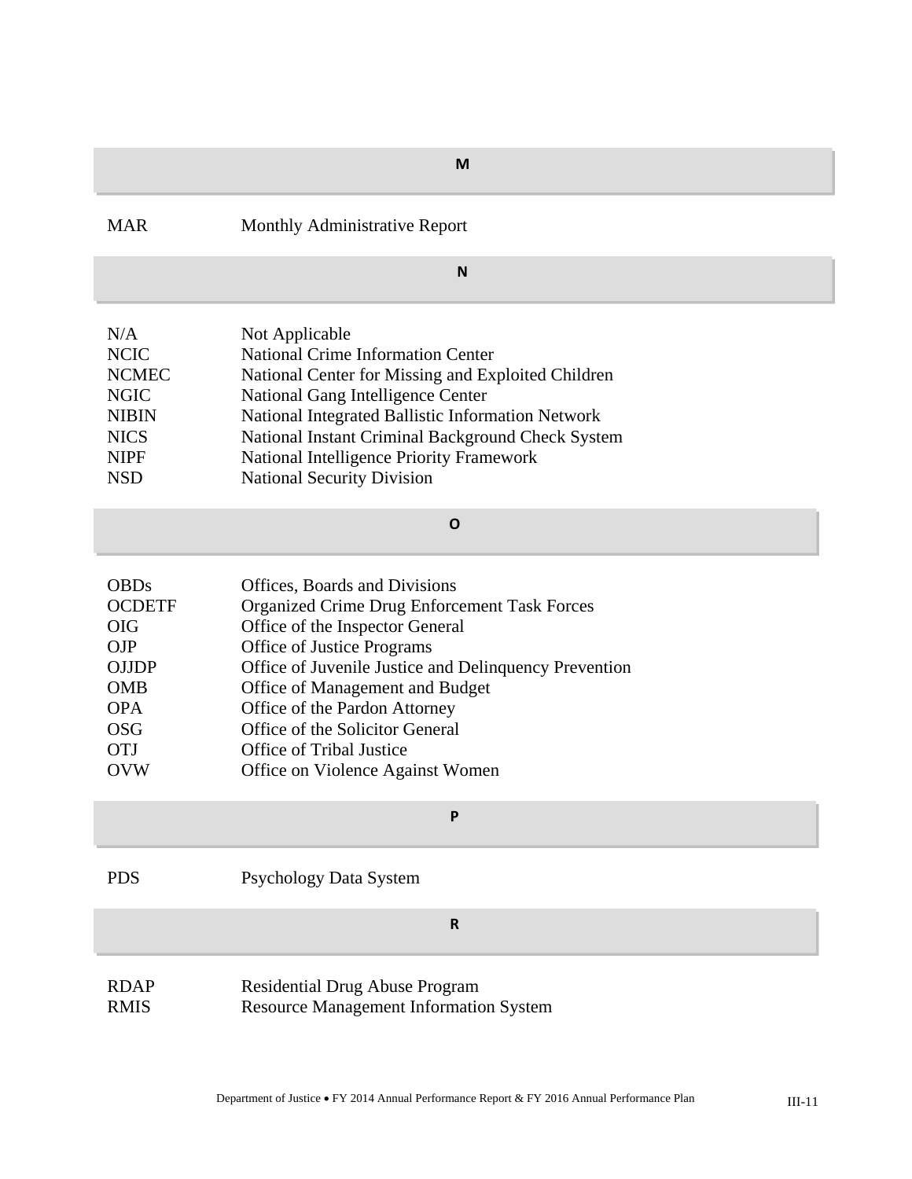## M

| | |
|---|---|
| MAR | Monthly Administrative Report |

## N

| | |
|---|---|
| N/A | Not Applicable |
| NCIC | National Crime Information Center |
| NCMEC | National Center for Missing and Exploited Children |
| NGIC | National Gang Intelligence Center |
| NIBIN | National Integrated Ballistic Information Network |
| NICS | National Instant Criminal Background Check System |
| NIPF | National Intelligence Priority Framework |
| NSD | National Security Division |

## O

| | |
|---|---|
| OBDs | Offices, Boards and Divisions |
| OCDETF | Organized Crime Drug Enforcement Task Forces |
| OIG | Office of the Inspector General |
| OJP | Office of Justice Programs |
| OJJDP | Office of Juvenile Justice and Delinquency Prevention |
| OMB | Office of Management and Budget |
| OPA | Office of the Pardon Attorney |
| OSG | Office of the Solicitor General |
| OTJ | Office of Tribal Justice |
| OVW | Office on Violence Against Women |

## P

| | |
|---|---|
| PDS | Psychology Data System |

## R

| | |
|---|---|
| RDAP | Residential Drug Abuse Program |
| RMIS | Resource Management Information System |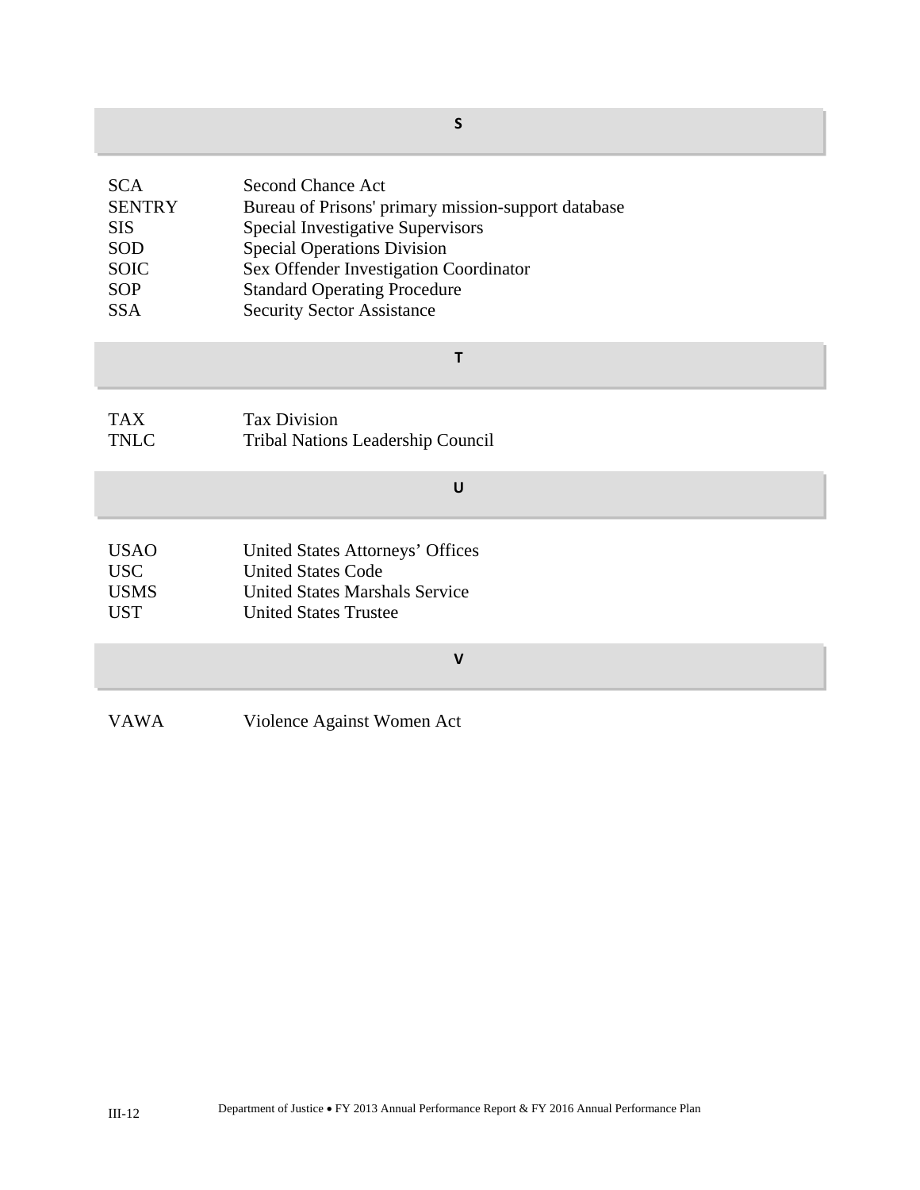## S

| | |
|---|---|
| SCA | Second Chance Act |
| SENTRY | Bureau of Prisons' primary mission-support database |
| SIS | Special Investigative Supervisors |
| SOD | Special Operations Division |
| SOIC | Sex Offender Investigation Coordinator |
| SOP | Standard Operating Procedure |
| SSA | Security Sector Assistance |

## T

| | |
|---|---|
| TAX | Tax Division |
| TNLC | Tribal Nations Leadership Council |

## U

| | |
|---|---|
| USAO | United States Attorneys' Offices |
| USC | United States Code |
| USMS | United States Marshals Service |
| UST | United States Trustee |

## V

| | |
|---|---|
| VAWA | Violence Against Women Act |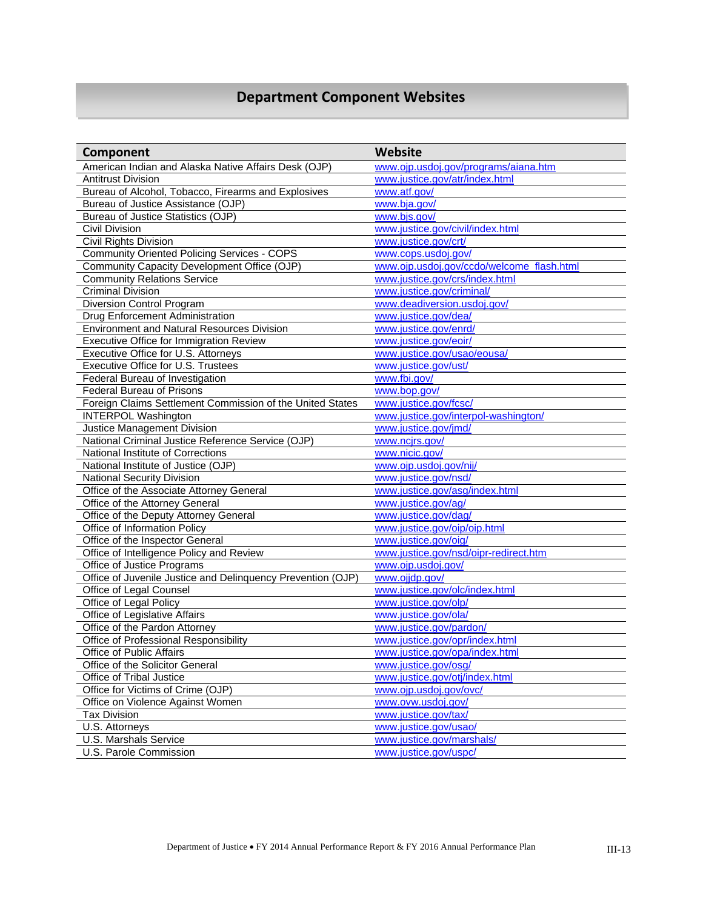# Department Component Websites

| Component | Website |
|---|---|
| American Indian and Alaska Native Affairs Desk (OJP) | www.ojp.usdoj.gov/programs/aiana.htm |
| Antitrust Division | www.justice.gov/atr/index.html |
| Bureau of Alcohol, Tobacco, Firearms and Explosives | www.atf.gov/ |
| Bureau of Justice Assistance (OJP) | www.bja.gov/ |
| Bureau of Justice Statistics (OJP) | www.bjs.gov/ |
| Civil Division | www.justice.gov/civil/index.html |
| Civil Rights Division | www.justice.gov/crt/ |
| Community Oriented Policing Services - COPS | www.cops.usdoj.gov/ |
| Community Capacity Development Office (OJP) | www.ojp.usdoj.gov/ccdo/welcome_flash.html |
| Community Relations Service | www.justice.gov/crs/index.html |
| Criminal Division | www.justice.gov/criminal/ |
| Diversion Control Program | www.deadiversion.usdoj.gov/ |
| Drug Enforcement Administration | www.justice.gov/dea/ |
| Environment and Natural Resources Division | www.justice.gov/enrd/ |
| Executive Office for Immigration Review | www.justice.gov/eoir/ |
| Executive Office for U.S. Attorneys | www.justice.gov/usao/eousa/ |
| Executive Office for U.S. Trustees | www.justice.gov/ust/ |
| Federal Bureau of Investigation | www.fbi.gov/ |
| Federal Bureau of Prisons | www.bop.gov/ |
| Foreign Claims Settlement Commission of the United States | www.justice.gov/fcsc/ |
| INTERPOL Washington | www.justice.gov/interpol-washington/ |
| Justice Management Division | www.justice.gov/jmd/ |
| National Criminal Justice Reference Service (OJP) | www.ncjrs.gov/ |
| National Institute of Corrections | www.nicic.gov/ |
| National Institute of Justice (OJP) | www.ojp.usdoj.gov/nij/ |
| National Security Division | www.justice.gov/nsd/ |
| Office of the Associate Attorney General | www.justice.gov/asg/index.html |
| Office of the Attorney General | www.justice.gov/ag/ |
| Office of the Deputy Attorney General | www.justice.gov/dag/ |
| Office of Information Policy | www.justice.gov/oip/oip.html |
| Office of the Inspector General | www.justice.gov/oig/ |
| Office of Intelligence Policy and Review | www.justice.gov/nsd/oipr-redirect.htm |
| Office of Justice Programs | www.ojp.usdoj.gov/ |
| Office of Juvenile Justice and Delinquency Prevention (OJP) | www.ojjdp.gov/ |
| Office of Legal Counsel | www.justice.gov/olc/index.html |
| Office of Legal Policy | www.justice.gov/olp/ |
| Office of Legislative Affairs | www.justice.gov/ola/ |
| Office of the Pardon Attorney | www.justice.gov/pardon/ |
| Office of Professional Responsibility | www.justice.gov/opr/index.html |
| Office of Public Affairs | www.justice.gov/opa/index.html |
| Office of the Solicitor General | www.justice.gov/osg/ |
| Office of Tribal Justice | www.justice.gov/otj/index.html |
| Office for Victims of Crime (OJP) | www.ojp.usdoj.gov/ovc/ |
| Office on Violence Against Women | www.ovw.usdoj.gov/ |
| Tax Division | www.justice.gov/tax/ |
| U.S. Attorneys | www.justice.gov/usao/ |
| U.S. Marshals Service | www.justice.gov/marshals/ |
| U.S. Parole Commission | www.justice.gov/uspc/ |